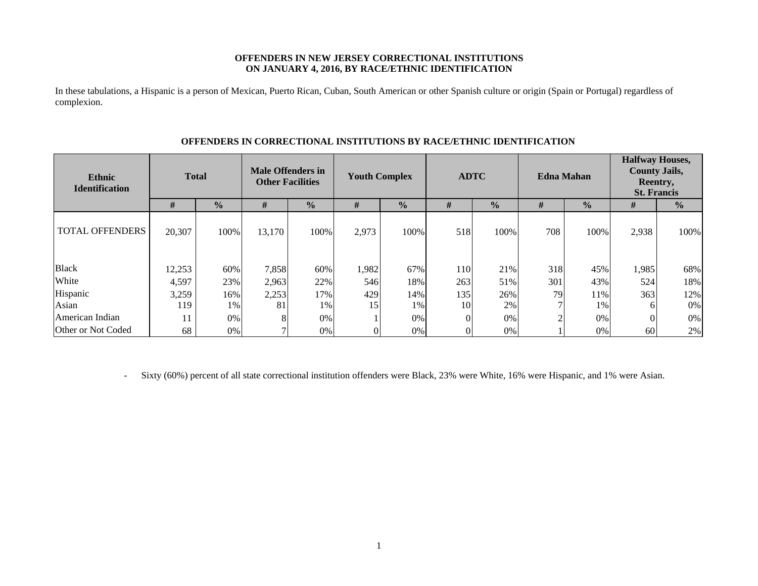**OFFENDERS IN NEW JERSEY CORRECTIONAL INSTITUTIONS**
**ON JANUARY 4, 2016, BY RACE/ETHNIC IDENTIFICATION**

In these tabulations, a Hispanic is a person of Mexican, Puerto Rican, Cuban, South American or other Spanish culture or origin (Spain or Portugal) regardless of complexion.

**OFFENDERS IN CORRECTIONAL INSTITUTIONS BY RACE/ETHNIC IDENTIFICATION**

| Ethnic Identification | Total | | Male Offenders in Other Facilities | | Youth Complex | | ADTC | | Edna Mahan | | Halfway Houses, County Jails, Reentry, St. Francis | |
|---|---|---|---|---|---|---|---|---|---|---|---|---|
| | # | % | # | % | # | % | # | % | # | % | # | % |
| TOTAL OFFENDERS | 20,307 | 100% | 13,170 | 100% | 2,973 | 100% | 518 | 100% | 708 | 100% | 2,938 | 100% |
| Black | 12,253 | 60% | 7,858 | 60% | 1,982 | 67% | 110 | 21% | 318 | 45% | 1,985 | 68% |
| White | 4,597 | 23% | 2,963 | 22% | 546 | 18% | 263 | 51% | 301 | 43% | 524 | 18% |
| Hispanic | 3,259 | 16% | 2,253 | 17% | 429 | 14% | 135 | 26% | 79 | 11% | 363 | 12% |
| Asian | 119 | 1% | 81 | 1% | 15 | 1% | 10 | 2% | 7 | 1% | 6 | 0% |
| American Indian | 11 | 0% | 8 | 0% | 1 | 0% | 0 | 0% | 2 | 0% | 0 | 0% |
| Other or Not Coded | 68 | 0% | 7 | 0% | 0 | 0% | 0 | 0% | 1 | 0% | 60 | 2% |

- Sixty (60%) percent of all state correctional institution offenders were Black, 23% were White, 16% were Hispanic, and 1% were Asian.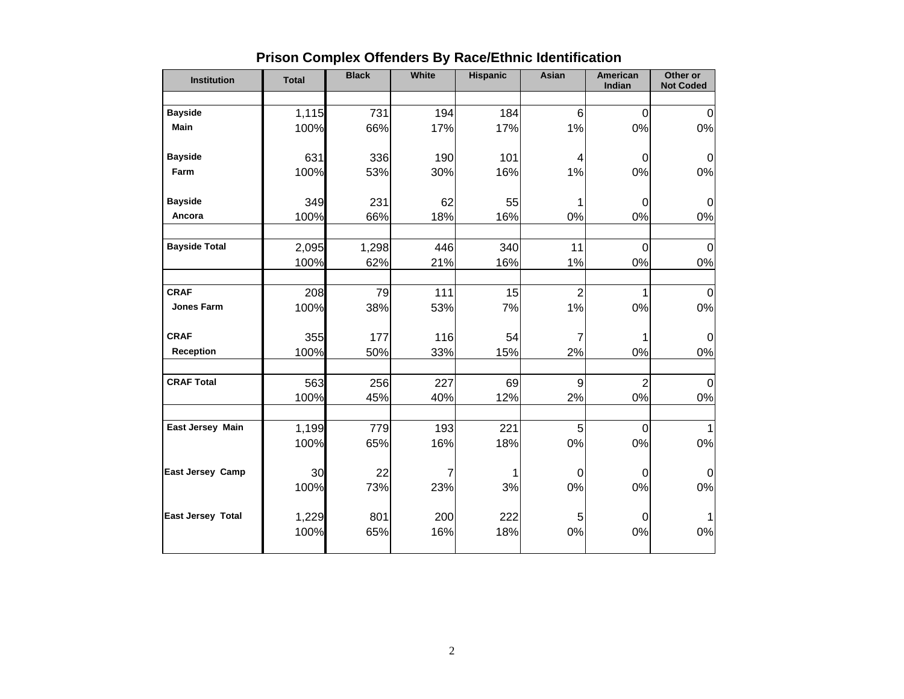## Prison Complex Offenders By Race/Ethnic Identification

| Institution | Total | Black | White | Hispanic | Asian | American Indian | Other or Not Coded |
|---|---|---|---|---|---|---|---|
| **Bayside Main** | 1,115 | 731 | 194 | 184 | 6 | 0 | 0 |
| | 100% | 66% | 17% | 17% | 1% | 0% | 0% |
| **Bayside Farm** | 631 | 336 | 190 | 101 | 4 | 0 | 0 |
| | 100% | 53% | 30% | 16% | 1% | 0% | 0% |
| **Bayside Ancora** | 349 | 231 | 62 | 55 | 1 | 0 | 0 |
| | 100% | 66% | 18% | 16% | 0% | 0% | 0% |
| **Bayside Total** | 2,095 | 1,298 | 446 | 340 | 11 | 0 | 0 |
| | 100% | 62% | 21% | 16% | 1% | 0% | 0% |
| **CRAF Jones Farm** | 208 | 79 | 111 | 15 | 2 | 1 | 0 |
| | 100% | 38% | 53% | 7% | 1% | 0% | 0% |
| **CRAF Reception** | 355 | 177 | 116 | 54 | 7 | 1 | 0 |
| | 100% | 50% | 33% | 15% | 2% | 0% | 0% |
| **CRAF Total** | 563 | 256 | 227 | 69 | 9 | 2 | 0 |
| | 100% | 45% | 40% | 12% | 2% | 0% | 0% |
| **East Jersey Main** | 1,199 | 779 | 193 | 221 | 5 | 0 | 1 |
| | 100% | 65% | 16% | 18% | 0% | 0% | 0% |
| **East Jersey Camp** | 30 | 22 | 7 | 1 | 0 | 0 | 0 |
| | 100% | 73% | 23% | 3% | 0% | 0% | 0% |
| **East Jersey Total** | 1,229 | 801 | 200 | 222 | 5 | 0 | 1 |
| | 100% | 65% | 16% | 18% | 0% | 0% | 0% |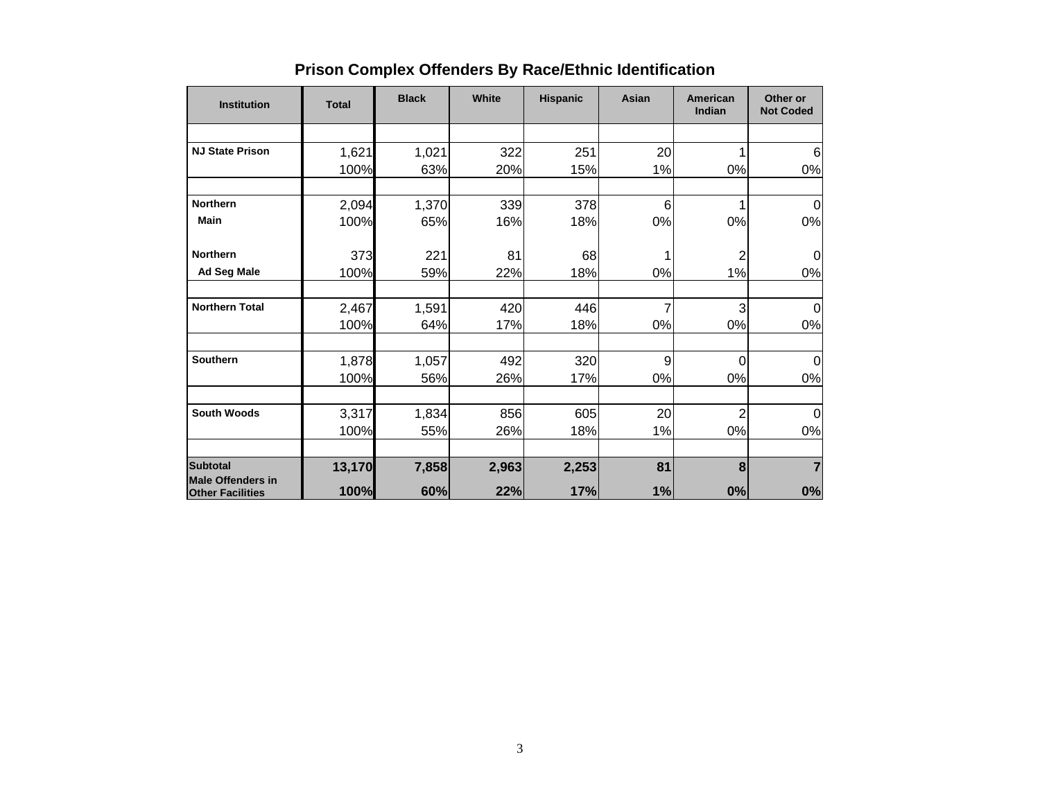# Prison Complex Offenders By Race/Ethnic Identification

| Institution | Total | Black | White | Hispanic | Asian | American Indian | Other or Not Coded |
|---|---|---|---|---|---|---|---|
| NJ State Prison | 1,621 | 1,021 | 322 | 251 | 20 | 1 | 6 |
| | 100% | 63% | 20% | 15% | 1% | 0% | 0% |
| Northern Main | 2,094 | 1,370 | 339 | 378 | 6 | 1 | 0 |
| | 100% | 65% | 16% | 18% | 0% | 0% | 0% |
| Northern Ad Seg Male | 373 | 221 | 81 | 68 | 1 | 2 | 0 |
| | 100% | 59% | 22% | 18% | 0% | 1% | 0% |
| Northern Total | 2,467 | 1,591 | 420 | 446 | 7 | 3 | 0 |
| | 100% | 64% | 17% | 18% | 0% | 0% | 0% |
| Southern | 1,878 | 1,057 | 492 | 320 | 9 | 0 | 0 |
| | 100% | 56% | 26% | 17% | 0% | 0% | 0% |
| South Woods | 3,317 | 1,834 | 856 | 605 | 20 | 2 | 0 |
| | 100% | 55% | 26% | 18% | 1% | 0% | 0% |
| **Subtotal Male Offenders in Other Facilities** | **13,170** | **7,858** | **2,963** | **2,253** | **81** | **8** | **7** |
| | **100%** | **60%** | **22%** | **17%** | **1%** | **0%** | **0%** |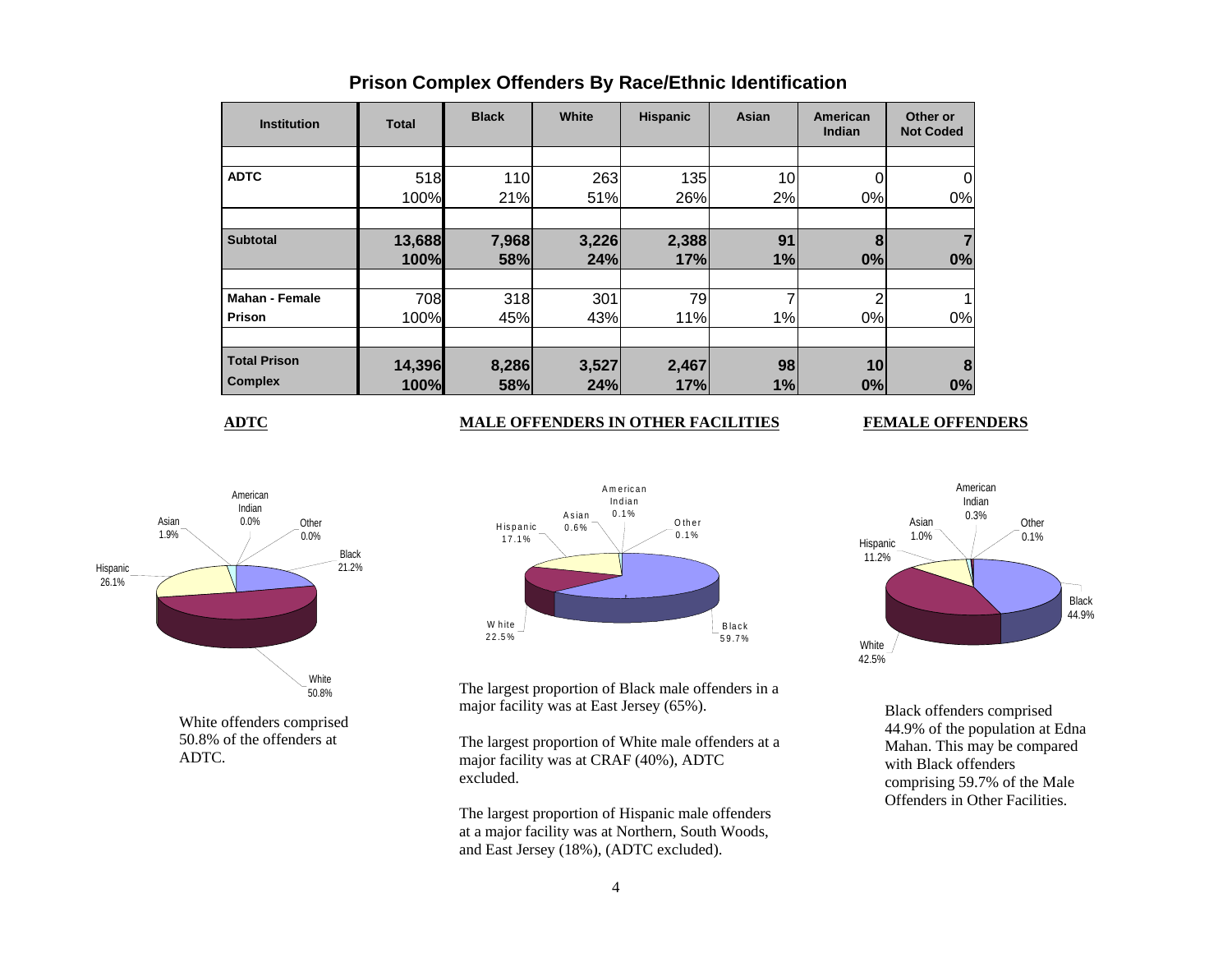# Prison Complex Offenders By Race/Ethnic Identification

| Institution | Total | Black | White | Hispanic | Asian | American Indian | Other or Not Coded |
|---|---|---|---|---|---|---|---|
| **ADTC** | 518 | 110 | 263 | 135 | 10 | 0 | 0 |
| | 100% | 21% | 51% | 26% | 2% | 0% | 0% |
| **Subtotal** | **13,688** | **7,968** | **3,226** | **2,388** | **91** | **8** | **7** |
| | **100%** | **58%** | **24%** | **17%** | **1%** | **0%** | **0%** |
| **Mahan - Female Prison** | 708 | 318 | 301 | 79 | 7 | 2 | 1 |
| | 100% | 45% | 43% | 11% | 1% | 0% | 0% |
| **Total Prison Complex** | **14,396** | **8,286** | **3,527** | **2,467** | **98** | **10** | **8** |
| | **100%** | **58%** | **24%** | **17%** | **1%** | **0%** | **0%** |

**ADTC**

White offenders comprised 50.8% of the offenders at ADTC.

**MALE OFFENDERS IN OTHER FACILITIES**

The largest proportion of Black male offenders in a major facility was at East Jersey (65%).

The largest proportion of White male offenders at a major facility was at CRAF (40%), ADTC excluded.

The largest proportion of Hispanic male offenders at a major facility was at Northern, South Woods, and East Jersey (18%), (ADTC excluded).

**FEMALE OFFENDERS**

Black offenders comprised 44.9% of the population at Edna Mahan. This may be compared with Black offenders comprising 59.7% of the Male Offenders in Other Facilities.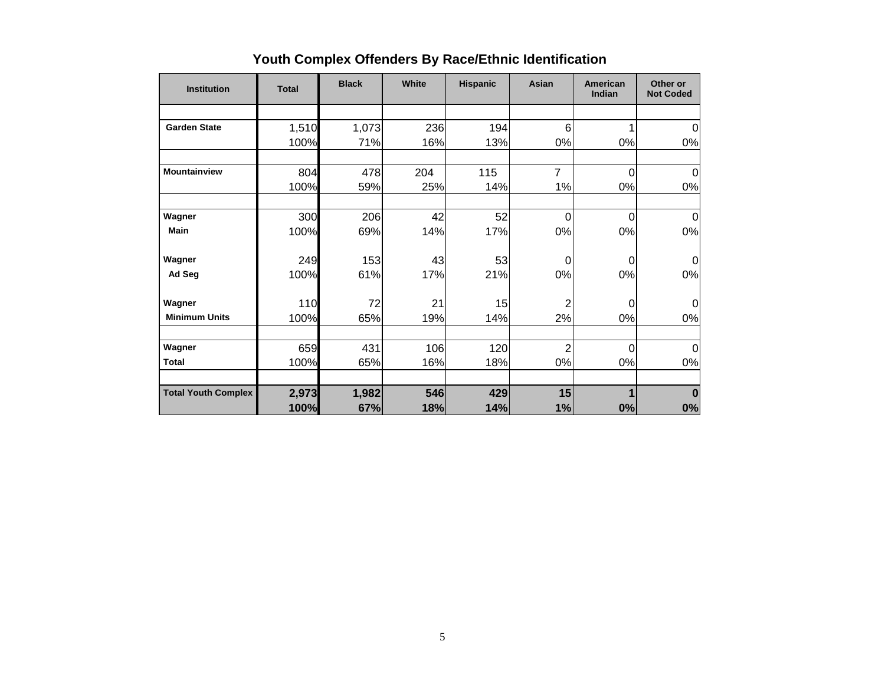## Youth Complex Offenders By Race/Ethnic Identification

| Institution | Total | Black | White | Hispanic | Asian | American Indian | Other or Not Coded |
|---|---|---|---|---|---|---|---|
| **Garden State** | 1,510 | 1,073 | 236 | 194 | 6 | 1 | 0 |
| | 100% | 71% | 16% | 13% | 0% | 0% | 0% |
| **Mountainview** | 804 | 478 | 204 | 115 | 7 | 0 | 0 |
| | 100% | 59% | 25% | 14% | 1% | 0% | 0% |
| **Wagner** | 300 | 206 | 42 | 52 | 0 | 0 | 0 |
| **Main** | 100% | 69% | 14% | 17% | 0% | 0% | 0% |
| **Wagner** | 249 | 153 | 43 | 53 | 0 | 0 | 0 |
| **Ad Seg** | 100% | 61% | 17% | 21% | 0% | 0% | 0% |
| **Wagner** | 110 | 72 | 21 | 15 | 2 | 0 | 0 |
| **Minimum Units** | 100% | 65% | 19% | 14% | 2% | 0% | 0% |
| **Wagner** | 659 | 431 | 106 | 120 | 2 | 0 | 0 |
| **Total** | 100% | 65% | 16% | 18% | 0% | 0% | 0% |
| **Total Youth Complex** | **2,973** | **1,982** | **546** | **429** | **15** | **1** | **0** |
| | **100%** | **67%** | **18%** | **14%** | **1%** | **0%** | **0%** |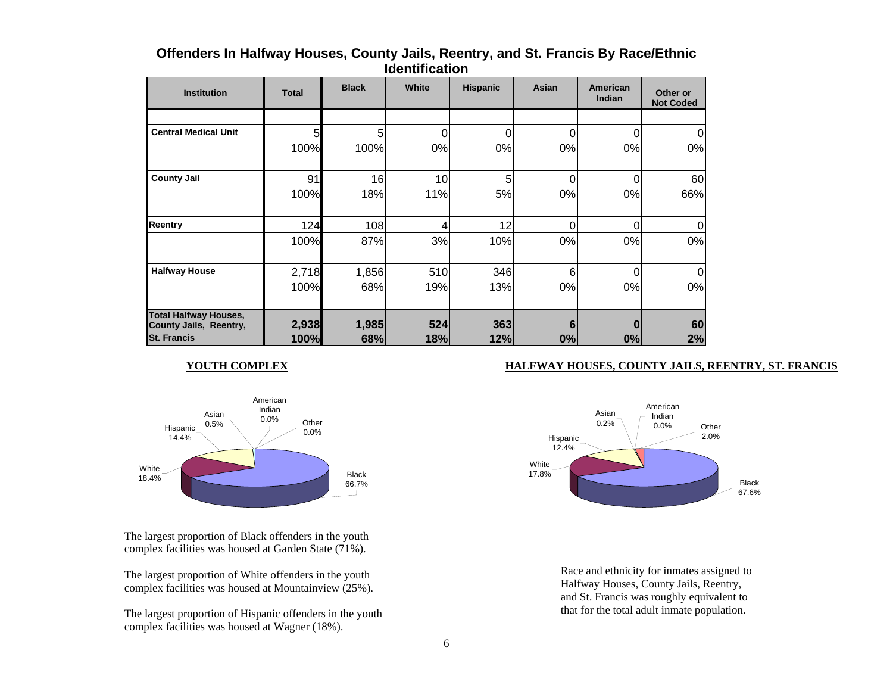## Offenders In Halfway Houses, County Jails, Reentry, and St. Francis By Race/Ethnic Identification

| Institution | Total | Black | White | Hispanic | Asian | American Indian | Other or Not Coded |
|---|---|---|---|---|---|---|---|
| Central Medical Unit | 5 | 5 | 0 | 0 | 0 | 0 | 0 |
| | 100% | 100% | 0% | 0% | 0% | 0% | 0% |
| County Jail | 91 | 16 | 10 | 5 | 0 | 0 | 60 |
| | 100% | 18% | 11% | 5% | 0% | 0% | 66% |
| Reentry | 124 | 108 | 4 | 12 | 0 | 0 | 0 |
| | 100% | 87% | 3% | 10% | 0% | 0% | 0% |
| Halfway House | 2,718 | 1,856 | 510 | 346 | 6 | 0 | 0 |
| | 100% | 68% | 19% | 13% | 0% | 0% | 0% |
| **Total Halfway Houses, County Jails, Reentry, St. Francis** | **2,938** | **1,985** | **524** | **363** | **6** | **0** | **60** |
| | **100%** | **68%** | **18%** | **12%** | **0%** | **0%** | **2%** |

**YOUTH COMPLEX**

American Indian 0.0%
Asian 0.5%
Other 0.0%
Hispanic 14.4%
White 18.4%
Black 66.7%

The largest proportion of Black offenders in the youth complex facilities was housed at Garden State (71%).

The largest proportion of White offenders in the youth complex facilities was housed at Mountainview (25%).

The largest proportion of Hispanic offenders in the youth complex facilities was housed at Wagner (18%).

**HALFWAY HOUSES, COUNTY JAILS, REENTRY, ST. FRANCIS**

Asian 0.2%
American Indian 0.0%
Other 2.0%
Hispanic 12.4%
White 17.8%
Black 67.6%

Race and ethnicity for inmates assigned to Halfway Houses, County Jails, Reentry, and St. Francis was roughly equivalent to that for the total adult inmate population.